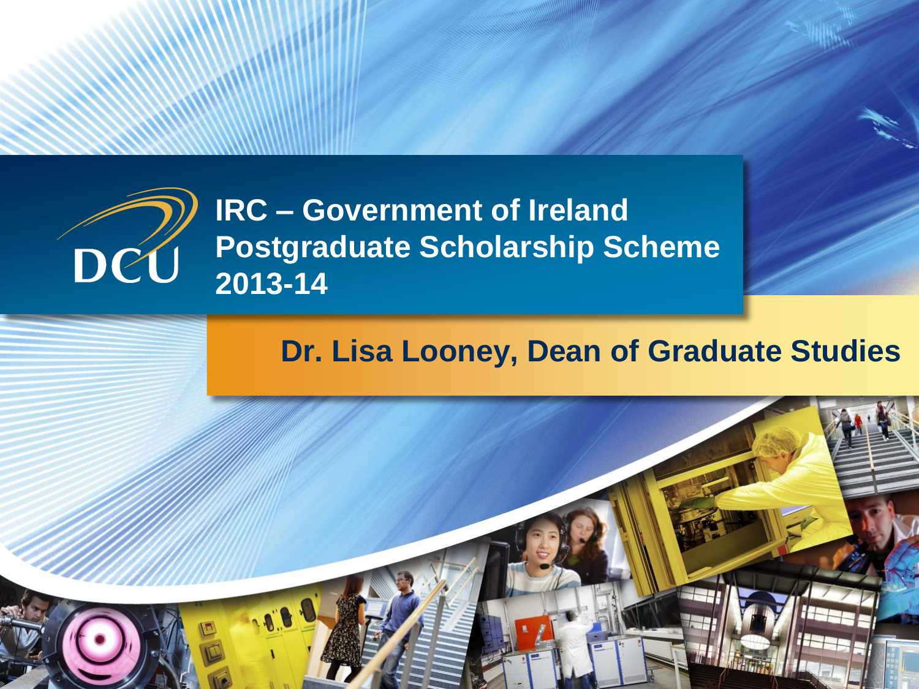DCU

# IRC – Government of Ireland Postgraduate Scholarship Scheme 2013-14

## Dr. Lisa Looney, Dean of Graduate Studies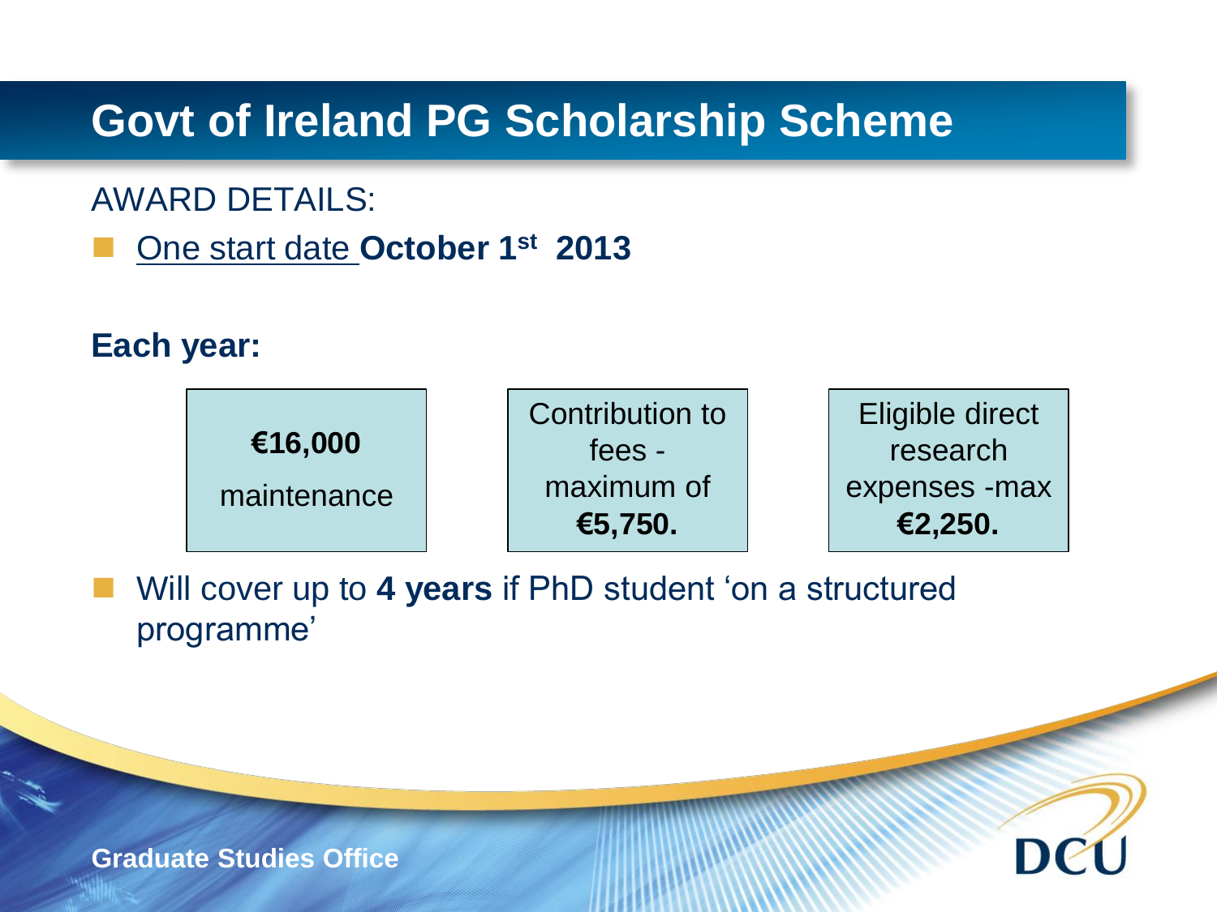# Govt of Ireland PG Scholarship Scheme

AWARD DETAILS:

- One start date **October 1st 2013**

**Each year:**

| **€16,000** maintenance | Contribution to fees - maximum of **€5,750.** | Eligible direct research expenses -max **€2,250.** |
|---|---|---|

- Will cover up to **4 years** if PhD student 'on a structured programme'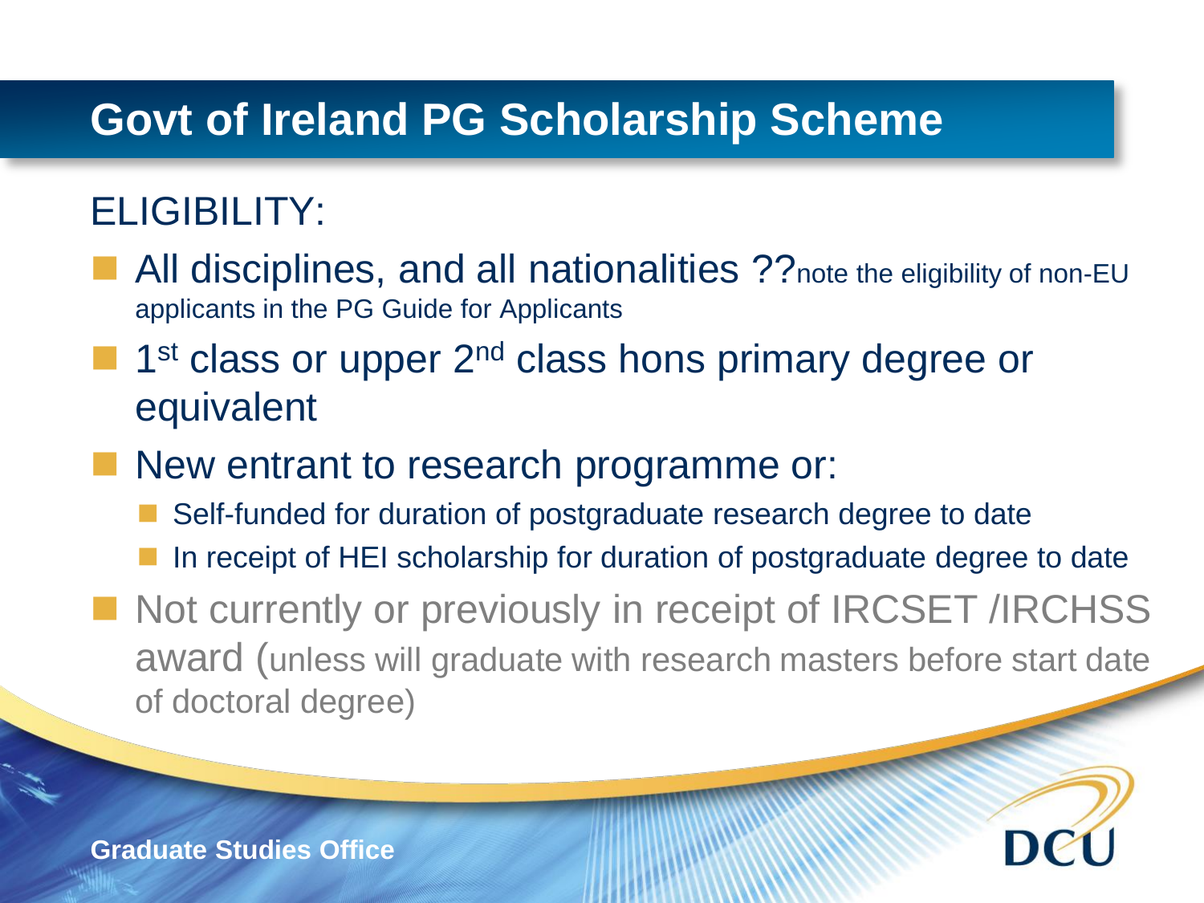# Govt of Ireland PG Scholarship Scheme

ELIGIBILITY:

- All disciplines, and all nationalities ??note the eligibility of non-EU applicants in the PG Guide for Applicants
- 1st class or upper 2nd class hons primary degree or equivalent
- New entrant to research programme or:
  - Self-funded for duration of postgraduate research degree to date
  - In receipt of HEI scholarship for duration of postgraduate degree to date
- Not currently or previously in receipt of IRCSET /IRCHSS award (unless will graduate with research masters before start date of doctoral degree)

Graduate Studies Office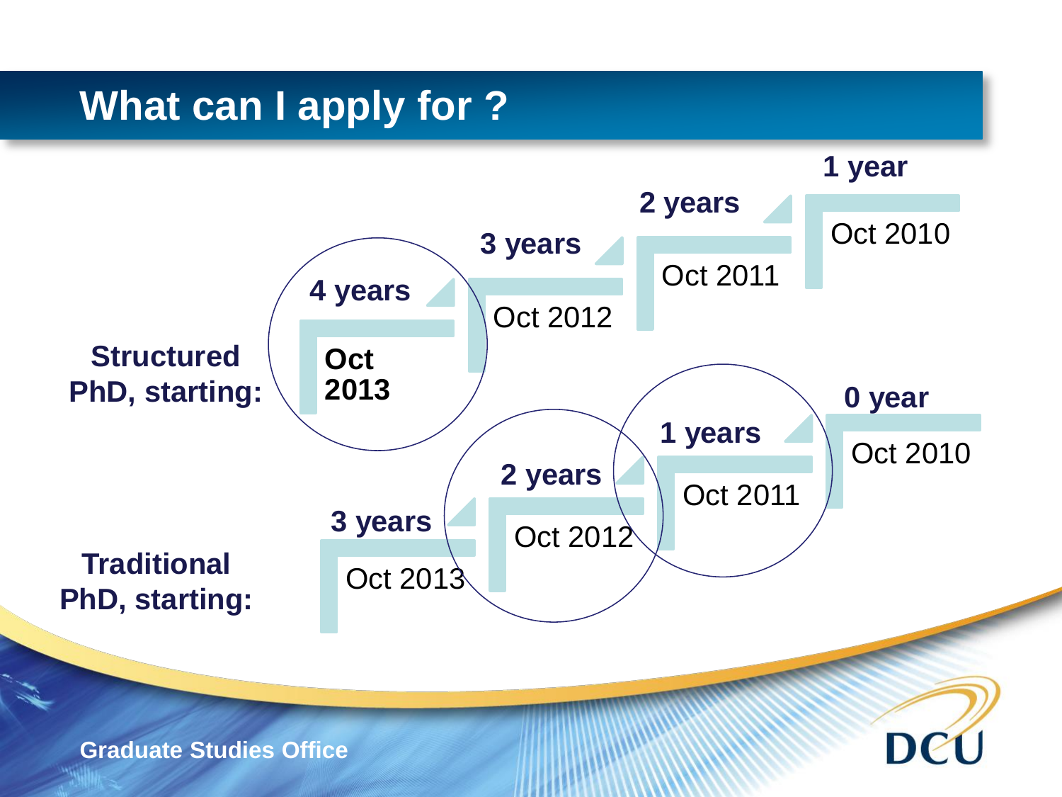# What can I apply for ?

**Structured PhD, starting:**

| **4 years** | **3 years** | **2 years** | **1 year** |
|---|---|---|---|
| **Oct 2013** | Oct 2012 | Oct 2011 | Oct 2010 |

**Traditional PhD, starting:**

| **3 years** | **2 years** | **1 years** | **0 year** |
|---|---|---|---|
| Oct 2013 | Oct 2012 | Oct 2011 | Oct 2010 |

**Graduate Studies Office**

DCU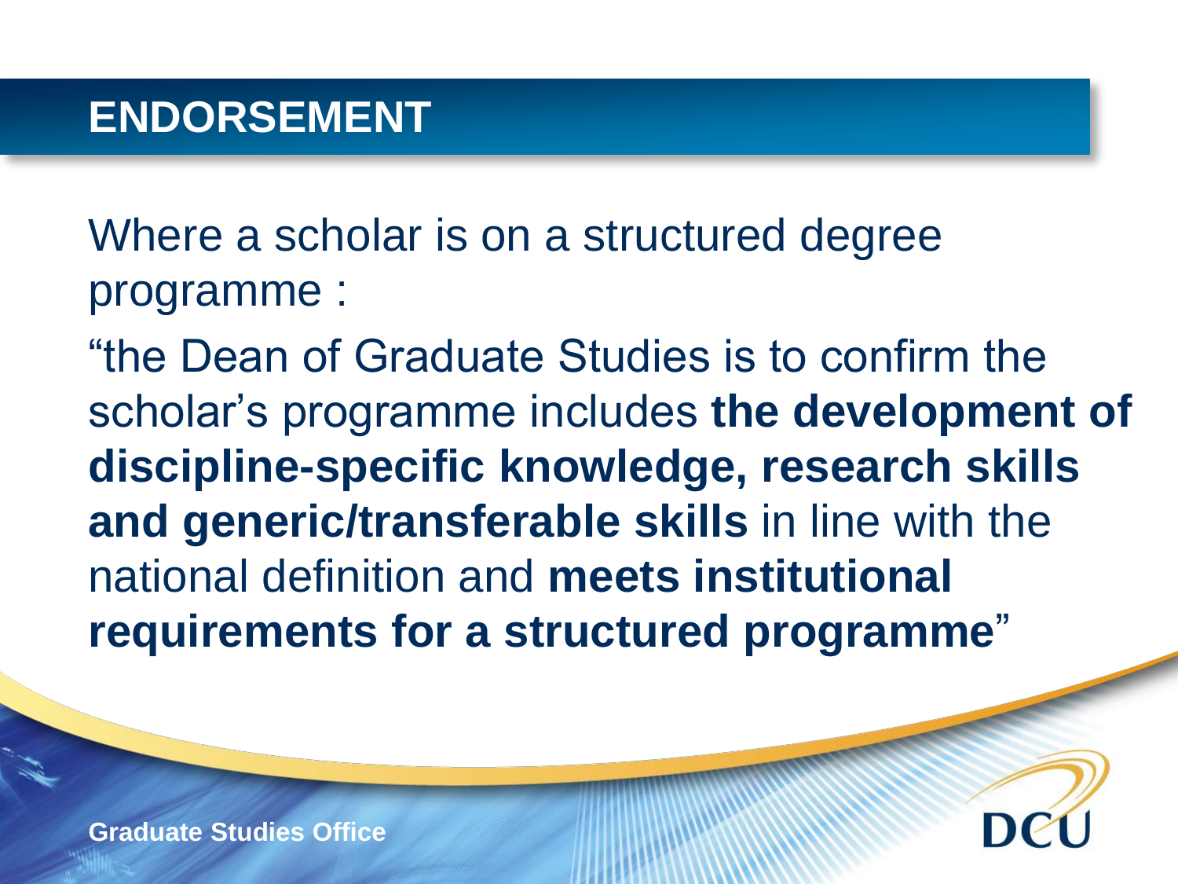# ENDORSEMENT

Where a scholar is on a structured degree programme :

"the Dean of Graduate Studies is to confirm the scholar's programme includes **the development of discipline-specific knowledge, research skills and generic/transferable skills** in line with the national definition and **meets institutional requirements for a structured programme**"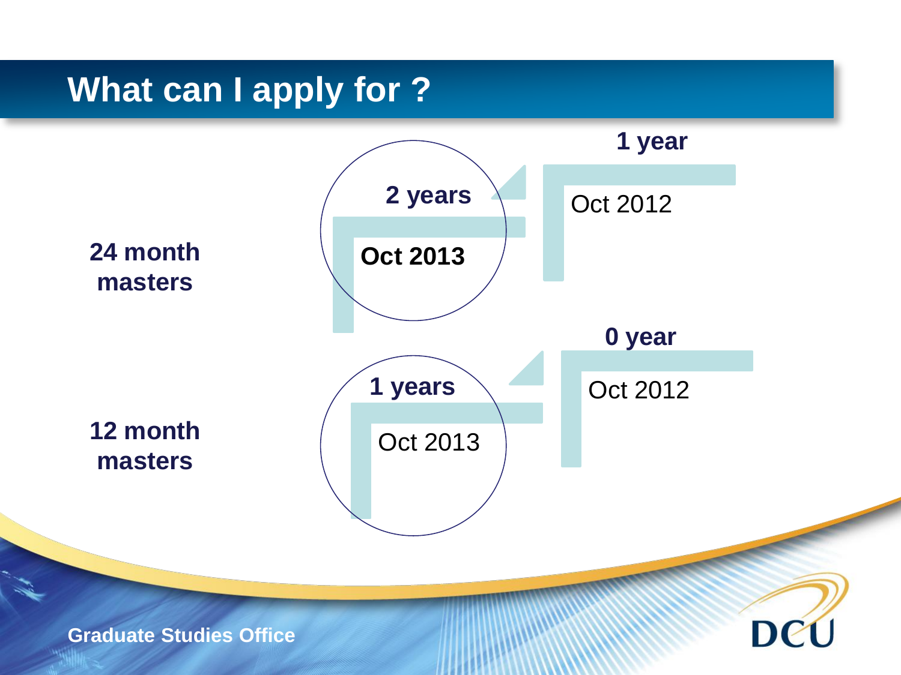# What can I apply for ?

**24 month masters**

**2 years**

**Oct 2013**

**1 year**

Oct 2012

**12 month masters**

**1 years**

Oct 2013

**0 year**

Oct 2012

Graduate Studies Office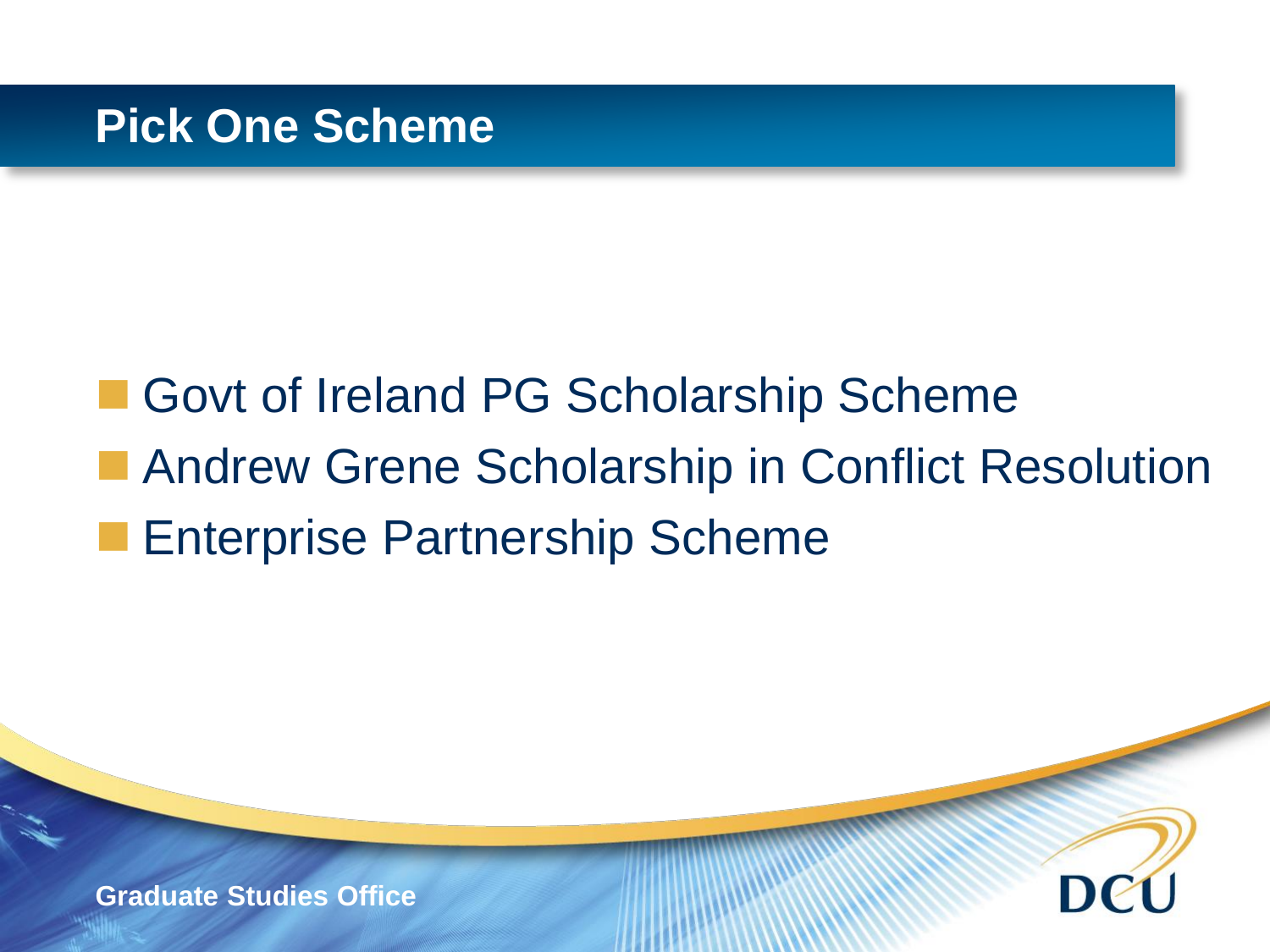# Pick One Scheme

- Govt of Ireland PG Scholarship Scheme
- Andrew Grene Scholarship in Conflict Resolution
- Enterprise Partnership Scheme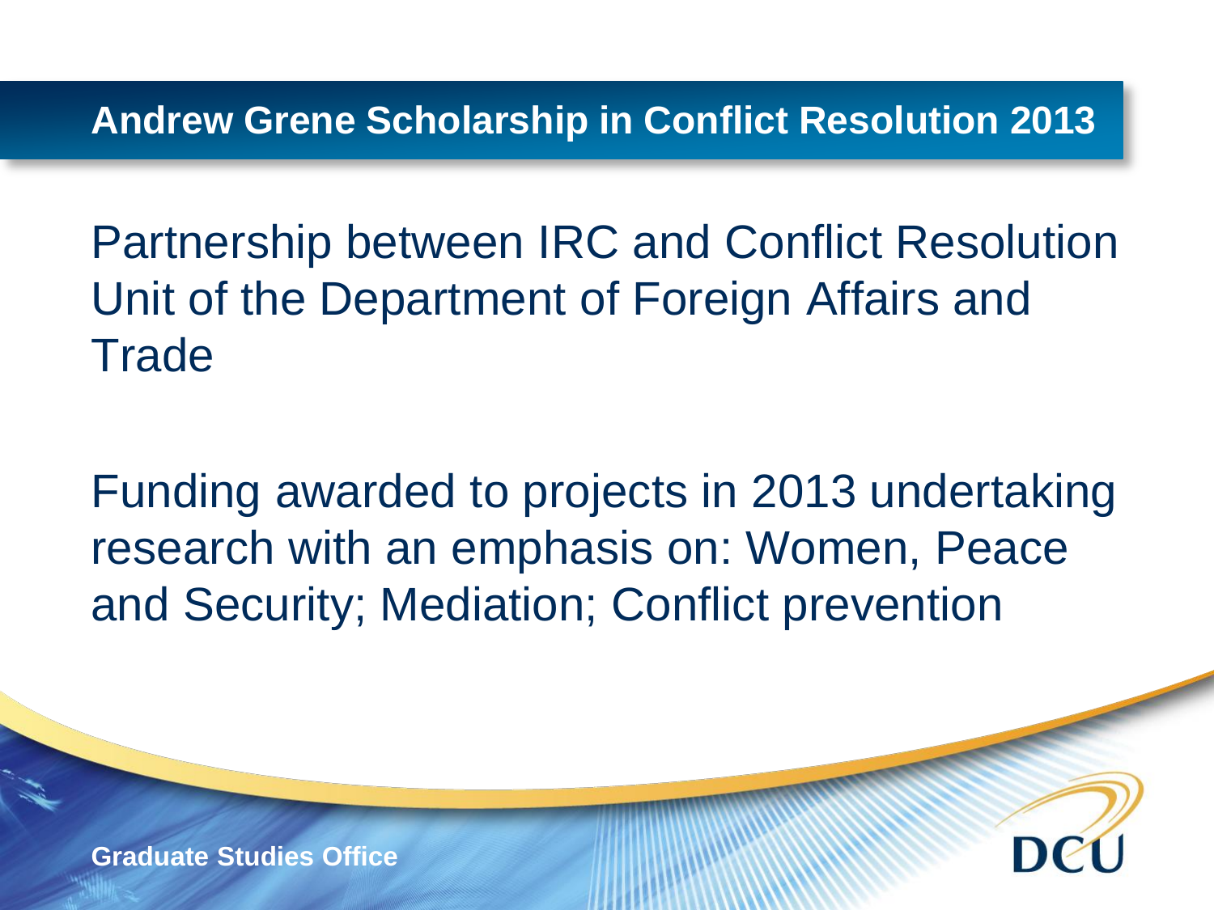## Andrew Grene Scholarship in Conflict Resolution 2013

Partnership between IRC and Conflict Resolution Unit of the Department of Foreign Affairs and Trade

Funding awarded to projects in 2013 undertaking research with an emphasis on: Women, Peace and Security; Mediation; Conflict prevention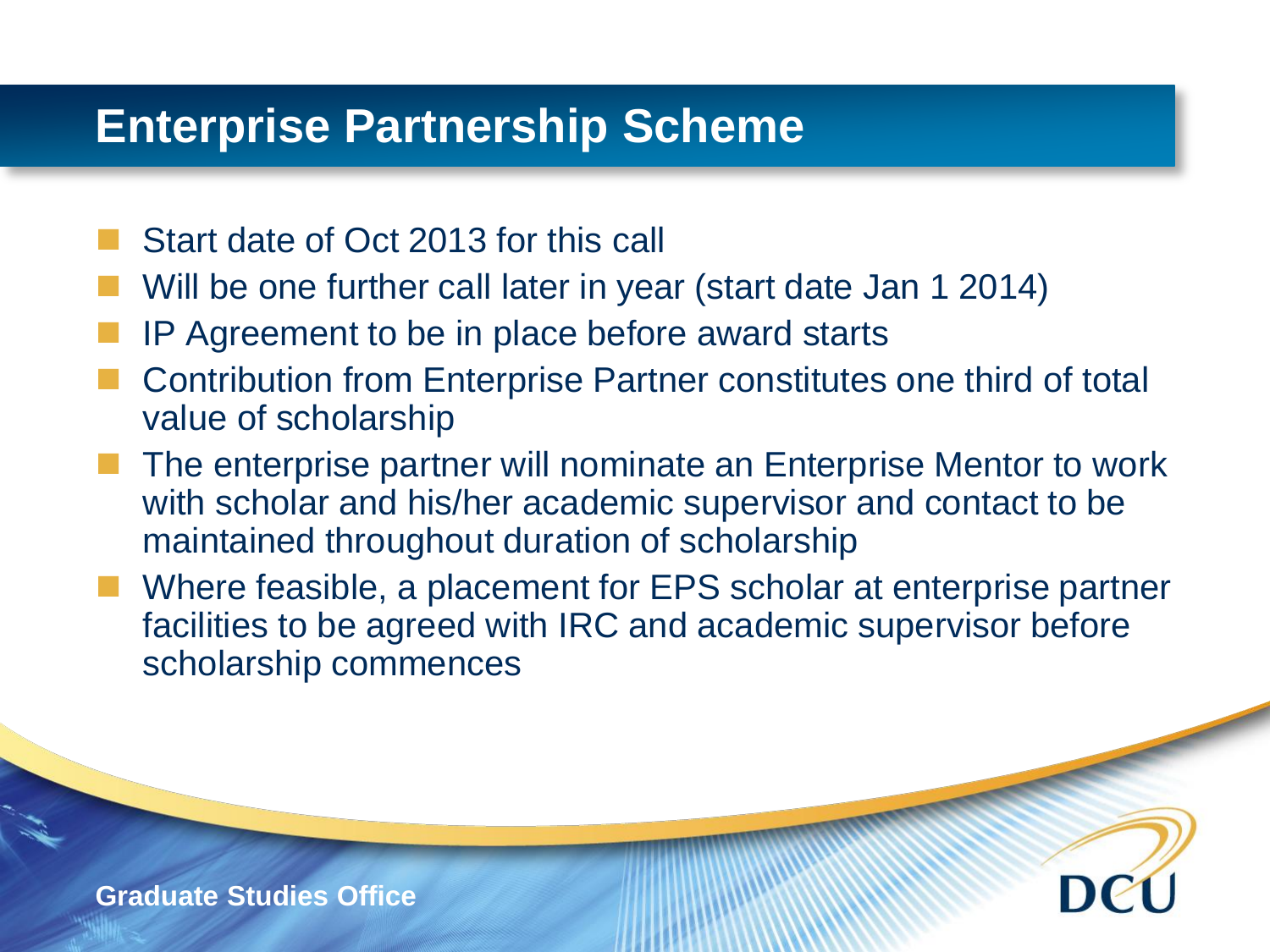# Enterprise Partnership Scheme

- Start date of Oct 2013 for this call
- Will be one further call later in year (start date Jan 1 2014)
- IP Agreement to be in place before award starts
- Contribution from Enterprise Partner constitutes one third of total value of scholarship
- The enterprise partner will nominate an Enterprise Mentor to work with scholar and his/her academic supervisor and contact to be maintained throughout duration of scholarship
- Where feasible, a placement for EPS scholar at enterprise partner facilities to be agreed with IRC and academic supervisor before scholarship commences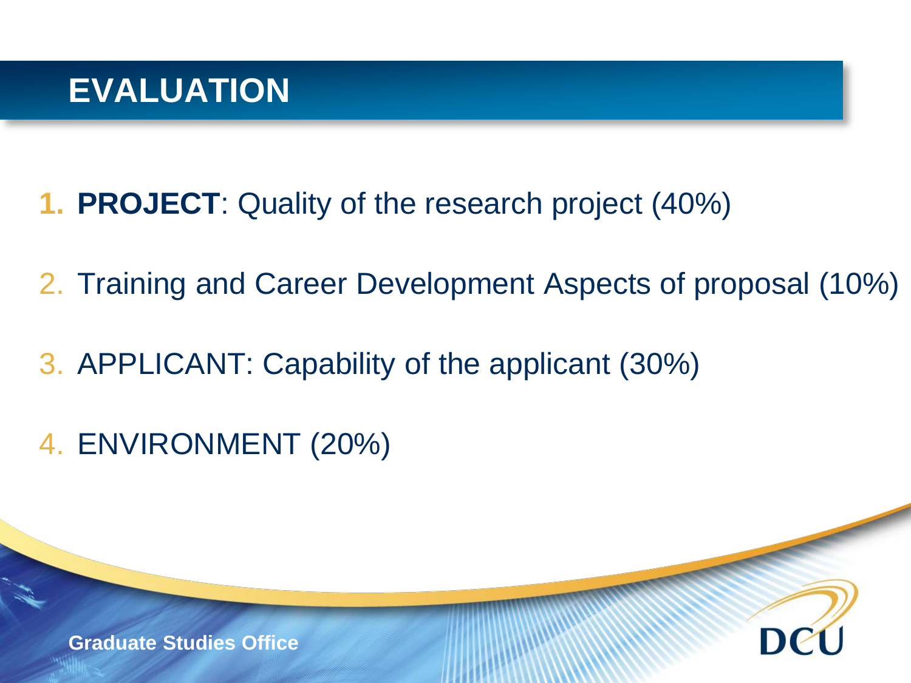# EVALUATION

1. **PROJECT**: Quality of the research project (40%)
2. Training and Career Development Aspects of proposal (10%)
3. APPLICANT: Capability of the applicant (30%)
4. ENVIRONMENT (20%)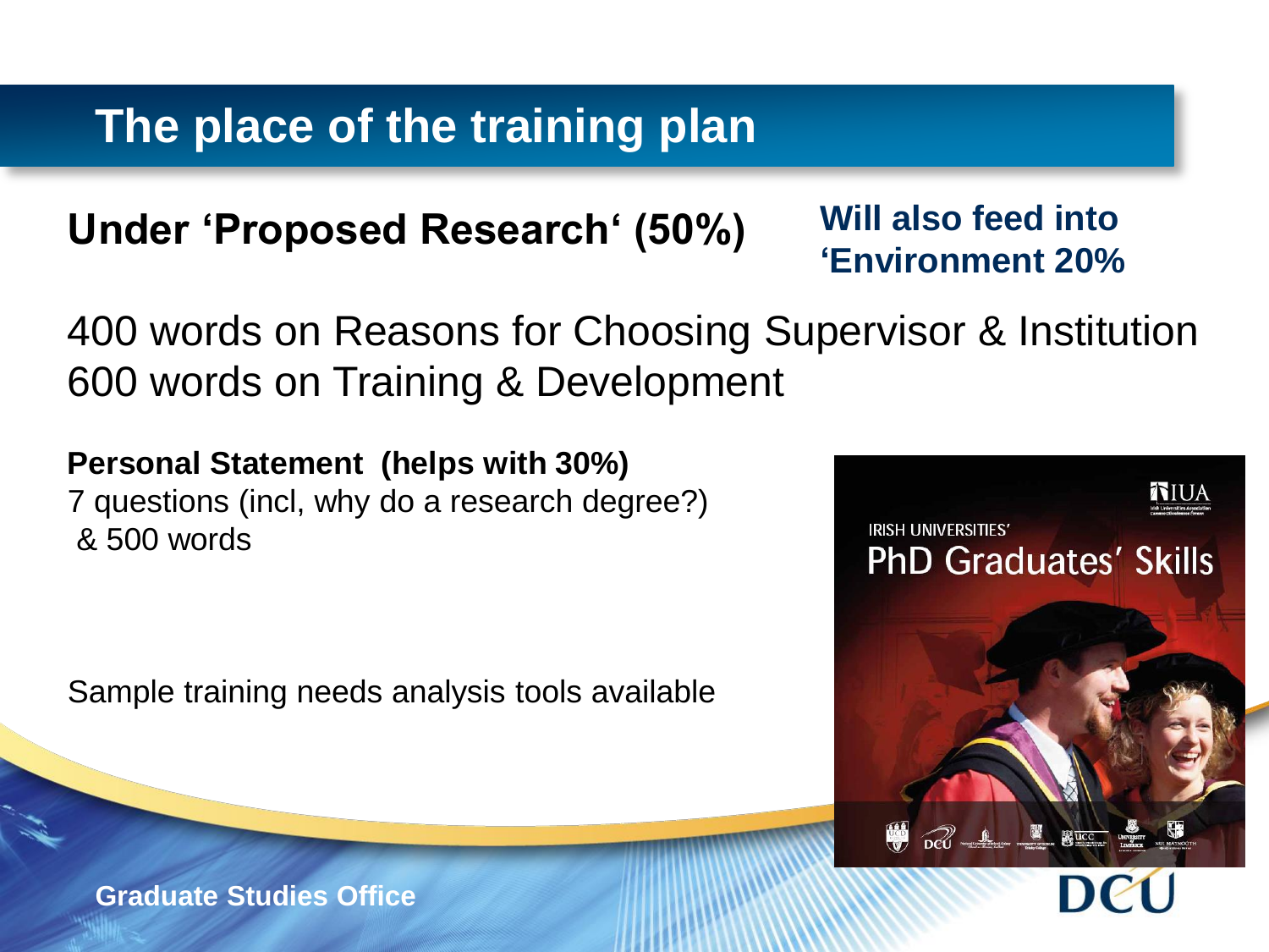# The place of the training plan

**Under 'Proposed Research' (50%)**

**Will also feed into 'Environment 20%**

400 words on Reasons for Choosing Supervisor & Institution
600 words on Training & Development

**Personal Statement (helps with 30%)**
7 questions (incl, why do a research degree?)
& 500 words

Sample training needs analysis tools available

IRISH UNIVERSITIES' PhD Graduates' Skills

Graduate Studies Office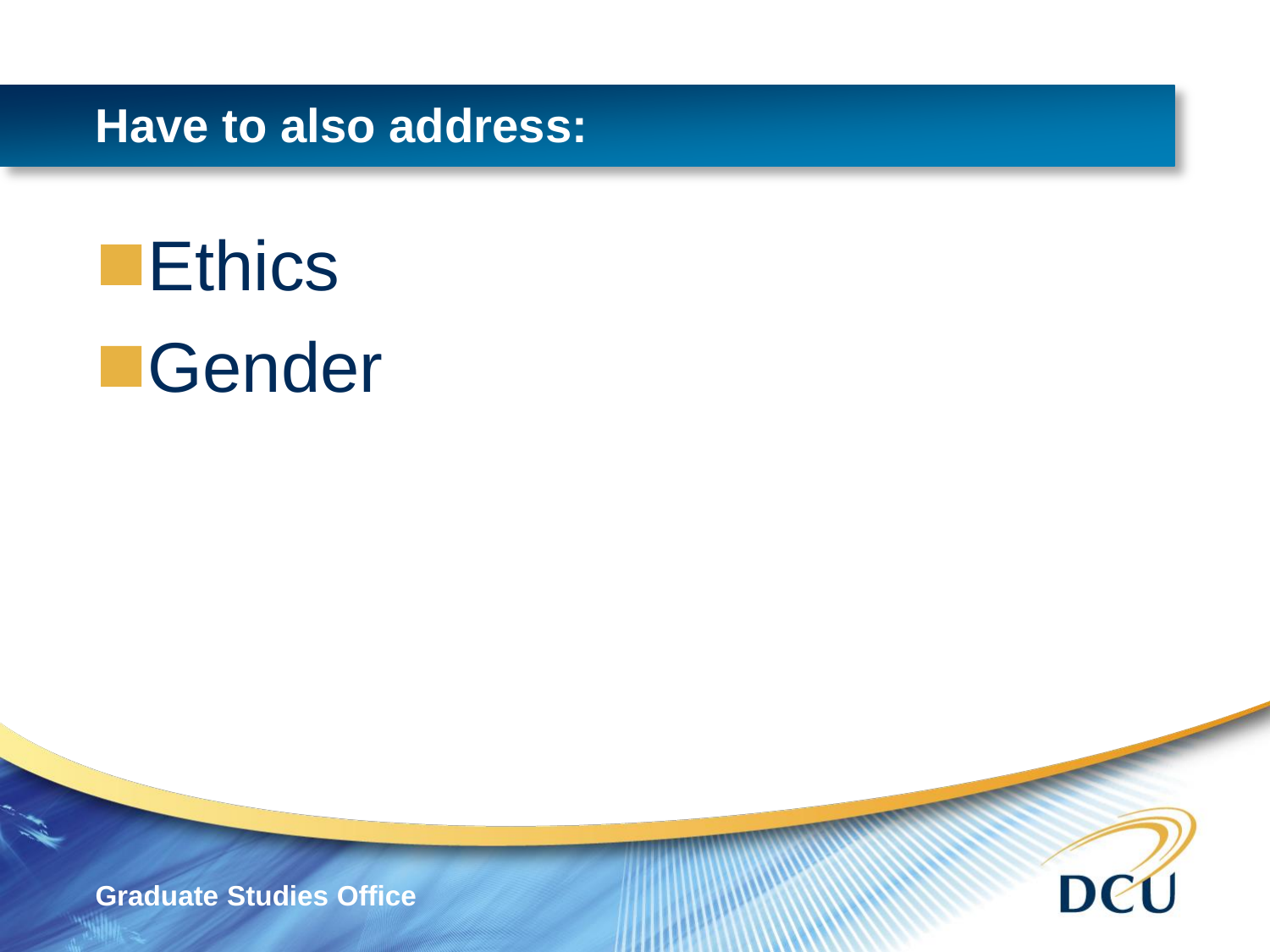## Have to also address:

- Ethics
- Gender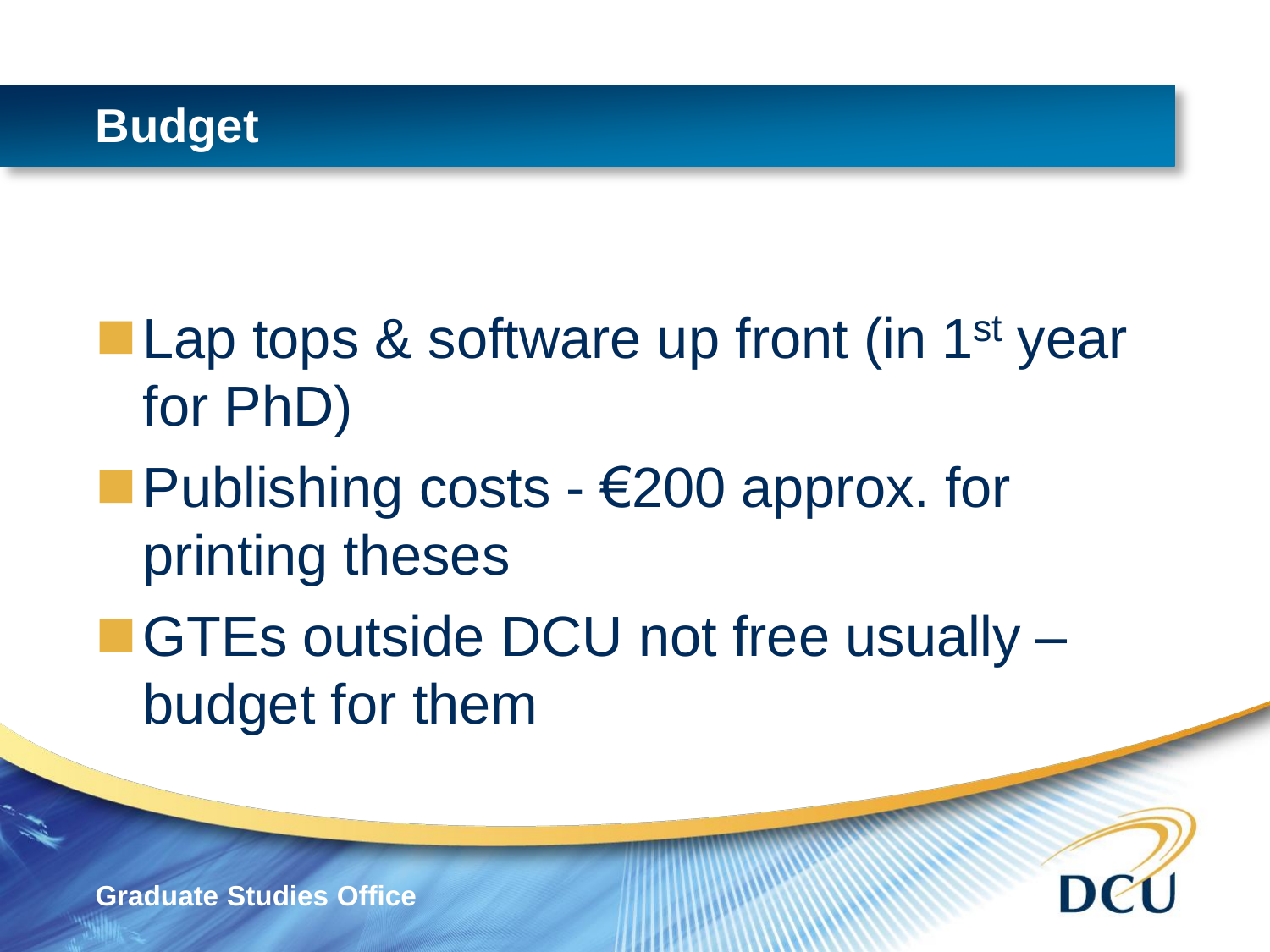# Budget

- Lap tops & software up front (in 1st year for PhD)
- Publishing costs - €200 approx. for printing theses
- GTEs outside DCU not free usually – budget for them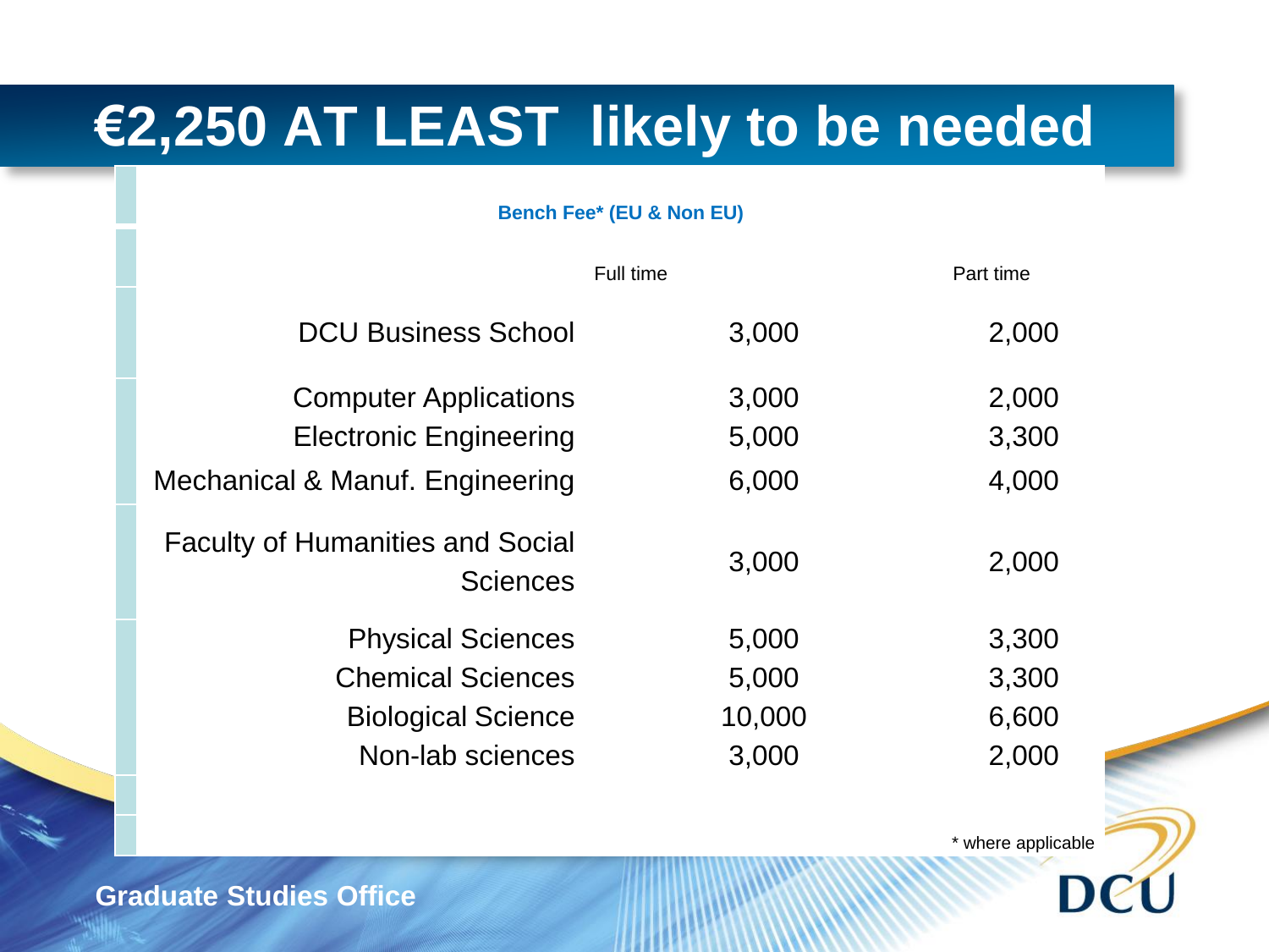# €2,250 AT LEAST likely to be needed

**Bench Fee* (EU & Non EU)**

| | Full time | Part time |
|---|---|---|
| DCU Business School | 3,000 | 2,000 |
| Computer Applications | 3,000 | 2,000 |
| Electronic Engineering | 5,000 | 3,300 |
| Mechanical & Manuf. Engineering | 6,000 | 4,000 |
| Faculty of Humanities and Social Sciences | 3,000 | 2,000 |
| Physical Sciences | 5,000 | 3,300 |
| Chemical Sciences | 5,000 | 3,300 |
| Biological Science | 10,000 | 6,600 |
| Non-lab sciences | 3,000 | 2,000 |

* where applicable

**Graduate Studies Office**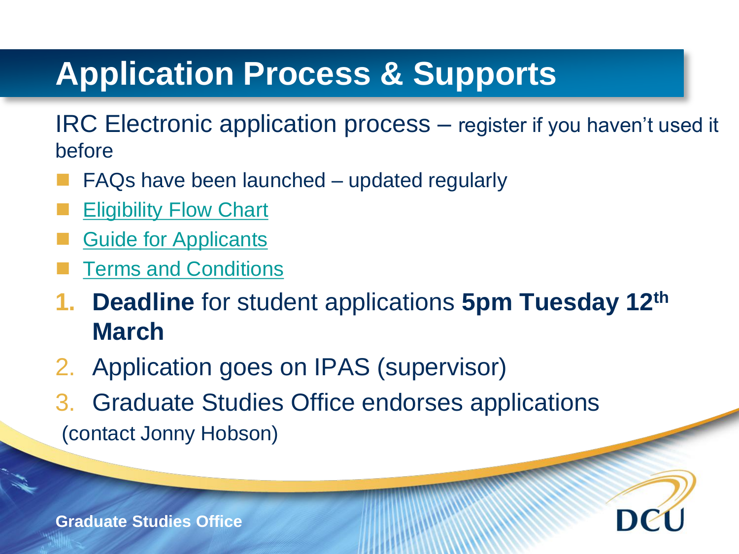# Application Process & Supports

IRC Electronic application process – register if you haven't used it before

- FAQs have been launched – updated regularly
- Eligibility Flow Chart
- Guide for Applicants
- Terms and Conditions

1. **Deadline** for student applications **5pm Tuesday 12th March**
2. Application goes on IPAS (supervisor)
3. Graduate Studies Office endorses applications

(contact Jonny Hobson)

**Graduate Studies Office**

DCU